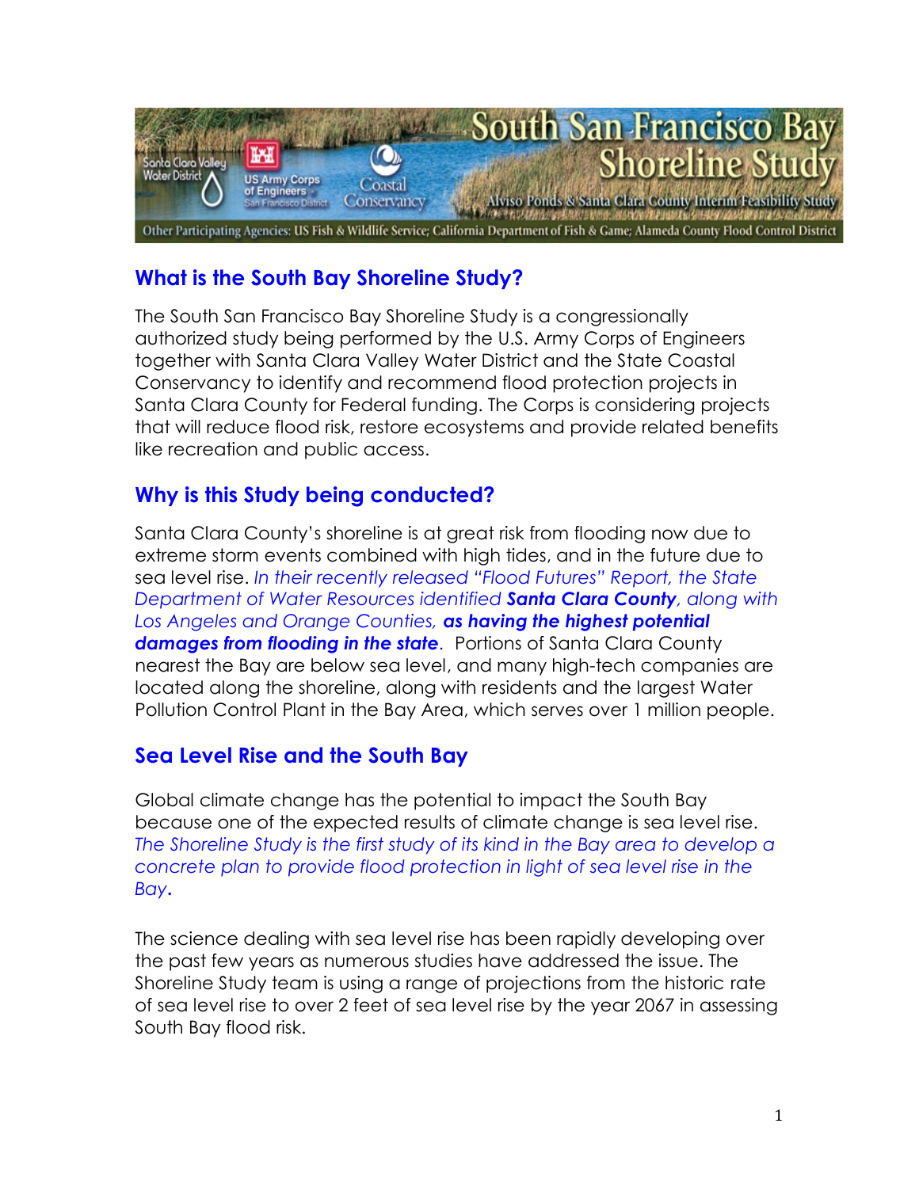# South San Francisco Bay Shoreline Study

Santa Clara Valley Water District | US Army Corps of Engineers San Francisco District | Coastal Conservancy

Alviso Ponds & Santa Clara County Interim Feasibility Study

Other Participating Agencies: US Fish & Wildlife Service; California Department of Fish & Game; Alameda County Flood Control District

## What is the South Bay Shoreline Study?

The South San Francisco Bay Shoreline Study is a congressionally authorized study being performed by the U.S. Army Corps of Engineers together with Santa Clara Valley Water District and the State Coastal Conservancy to identify and recommend flood protection projects in Santa Clara County for Federal funding. The Corps is considering projects that will reduce flood risk, restore ecosystems and provide related benefits like recreation and public access.

## Why is this Study being conducted?

Santa Clara County's shoreline is at great risk from flooding now due to extreme storm events combined with high tides, and in the future due to sea level rise. *In their recently released "Flood Futures" Report, the State Department of Water Resources identified **Santa Clara County**, along with Los Angeles and Orange Counties, **as having the highest potential damages from flooding in the state**.* Portions of Santa Clara County nearest the Bay are below sea level, and many high-tech companies are located along the shoreline, along with residents and the largest Water Pollution Control Plant in the Bay Area, which serves over 1 million people.

## Sea Level Rise and the South Bay

Global climate change has the potential to impact the South Bay because one of the expected results of climate change is sea level rise. *The Shoreline Study is the first study of its kind in the Bay area to develop a concrete plan to provide flood protection in light of sea level rise in the Bay***.**

The science dealing with sea level rise has been rapidly developing over the past few years as numerous studies have addressed the issue. The Shoreline Study team is using a range of projections from the historic rate of sea level rise to over 2 feet of sea level rise by the year 2067 in assessing South Bay flood risk.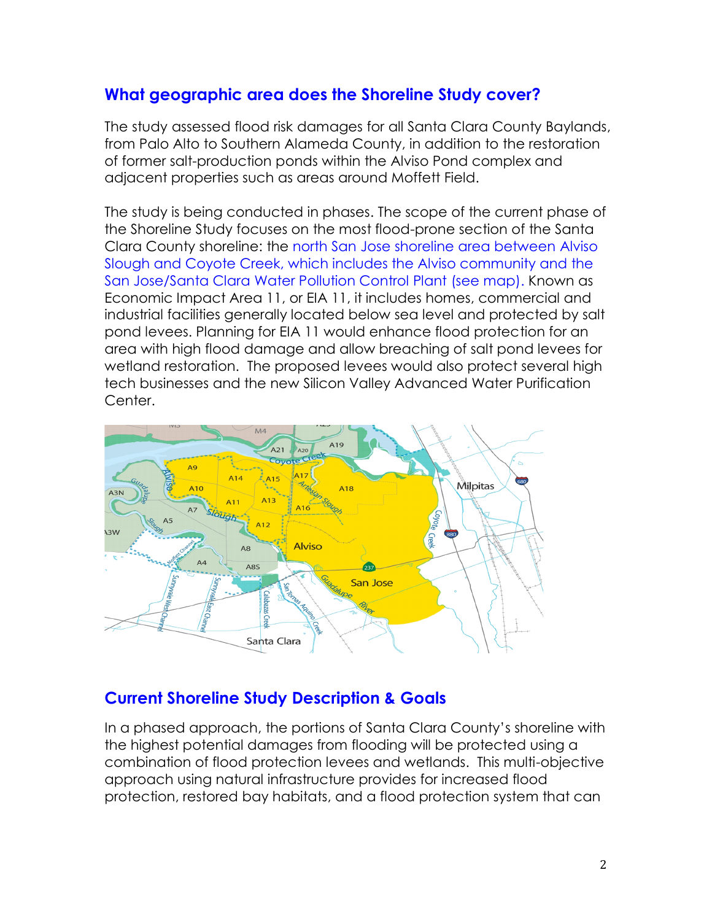## What geographic area does the Shoreline Study cover?

The study assessed flood risk damages for all Santa Clara County Baylands, from Palo Alto to Southern Alameda County, in addition to the restoration of former salt-production ponds within the Alviso Pond complex and adjacent properties such as areas around Moffett Field.

The study is being conducted in phases. The scope of the current phase of the Shoreline Study focuses on the most flood-prone section of the Santa Clara County shoreline: the north San Jose shoreline area between Alviso Slough and Coyote Creek, which includes the Alviso community and the San Jose/Santa Clara Water Pollution Control Plant (see map). Known as Economic Impact Area 11, or EIA 11, it includes homes, commercial and industrial facilities generally located below sea level and protected by salt pond levees. Planning for EIA 11 would enhance flood protection for an area with high flood damage and allow breaching of salt pond levees for wetland restoration. The proposed levees would also protect several high tech businesses and the new Silicon Valley Advanced Water Purification Center.

## Current Shoreline Study Description & Goals

In a phased approach, the portions of Santa Clara County's shoreline with the highest potential damages from flooding will be protected using a combination of flood protection levees and wetlands. This multi-objective approach using natural infrastructure provides for increased flood protection, restored bay habitats, and a flood protection system that can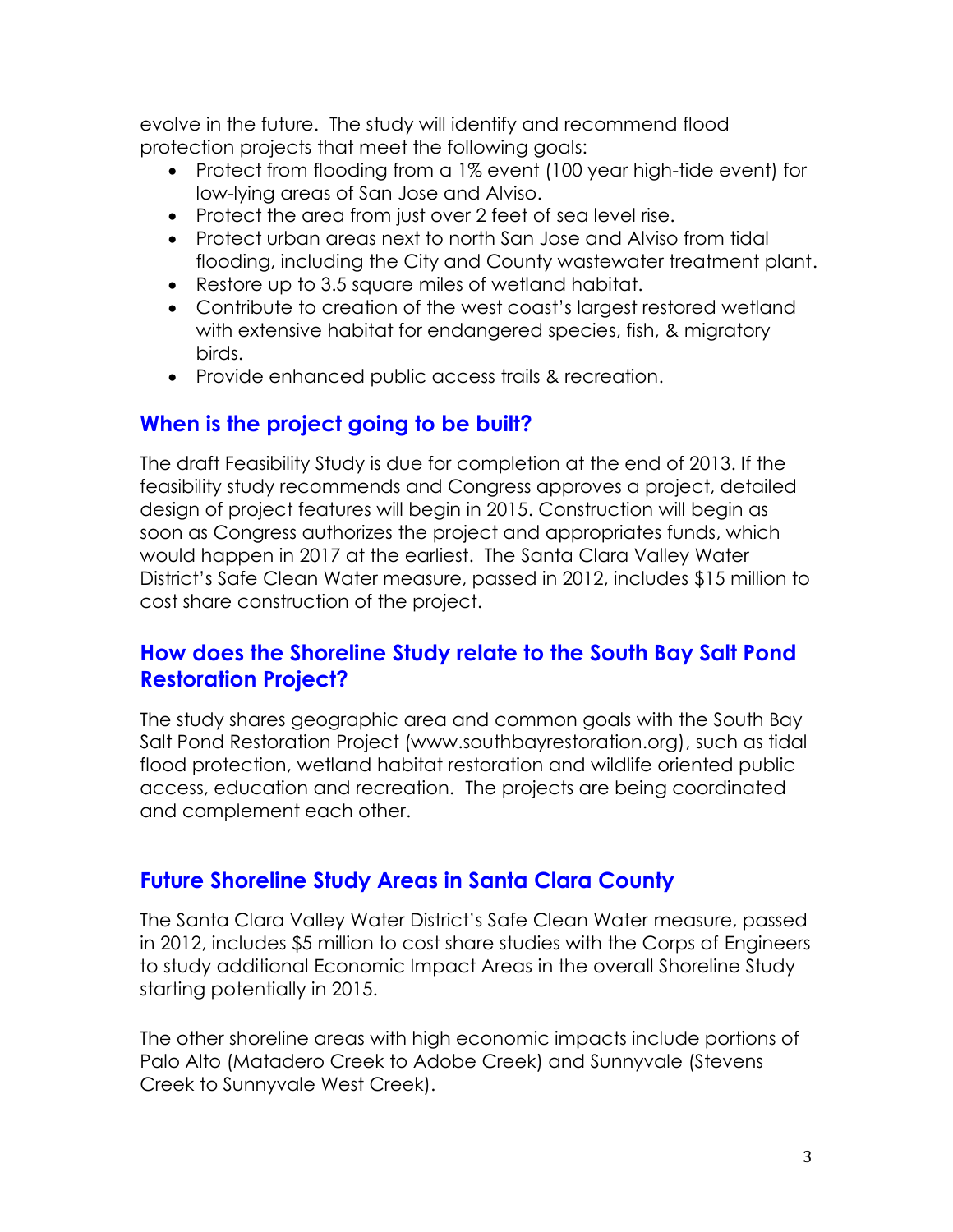evolve in the future. The study will identify and recommend flood protection projects that meet the following goals:

- Protect from flooding from a 1% event (100 year high-tide event) for low-lying areas of San Jose and Alviso.
- Protect the area from just over 2 feet of sea level rise.
- Protect urban areas next to north San Jose and Alviso from tidal flooding, including the City and County wastewater treatment plant.
- Restore up to 3.5 square miles of wetland habitat.
- Contribute to creation of the west coast's largest restored wetland with extensive habitat for endangered species, fish, & migratory birds.
- Provide enhanced public access trails & recreation.

## When is the project going to be built?

The draft Feasibility Study is due for completion at the end of 2013. If the feasibility study recommends and Congress approves a project, detailed design of project features will begin in 2015. Construction will begin as soon as Congress authorizes the project and appropriates funds, which would happen in 2017 at the earliest. The Santa Clara Valley Water District's Safe Clean Water measure, passed in 2012, includes $15 million to cost share construction of the project.

## How does the Shoreline Study relate to the South Bay Salt Pond Restoration Project?

The study shares geographic area and common goals with the South Bay Salt Pond Restoration Project (www.southbayrestoration.org), such as tidal flood protection, wetland habitat restoration and wildlife oriented public access, education and recreation. The projects are being coordinated and complement each other.

## Future Shoreline Study Areas in Santa Clara County

The Santa Clara Valley Water District's Safe Clean Water measure, passed in 2012, includes $5 million to cost share studies with the Corps of Engineers to study additional Economic Impact Areas in the overall Shoreline Study starting potentially in 2015.

The other shoreline areas with high economic impacts include portions of Palo Alto (Matadero Creek to Adobe Creek) and Sunnyvale (Stevens Creek to Sunnyvale West Creek).